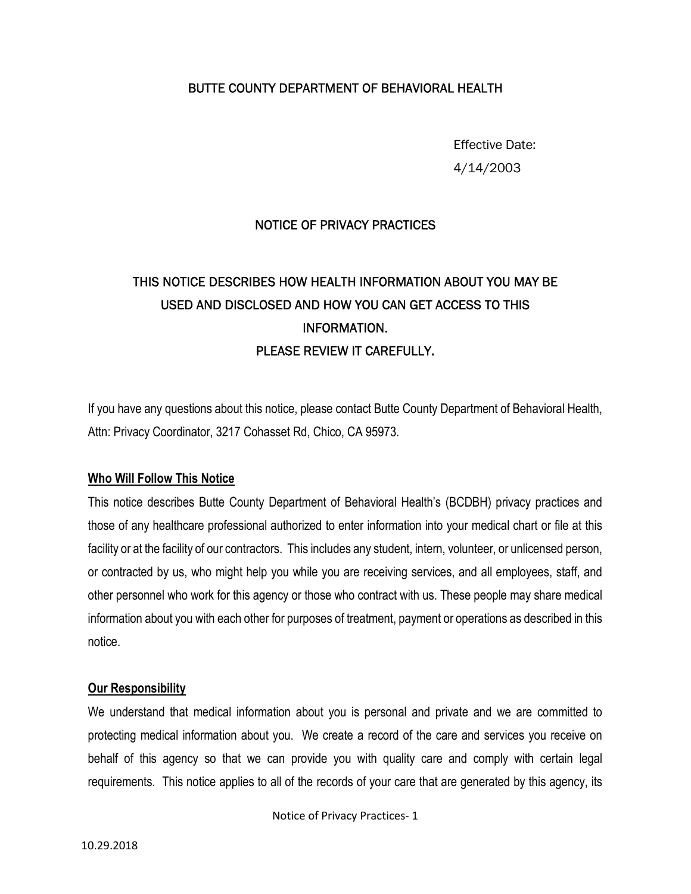# BUTTE COUNTY DEPARTMENT OF BEHAVIORAL HEALTH

Effective Date:
4/14/2003

## NOTICE OF PRIVACY PRACTICES

## THIS NOTICE DESCRIBES HOW HEALTH INFORMATION ABOUT YOU MAY BE USED AND DISCLOSED AND HOW YOU CAN GET ACCESS TO THIS INFORMATION. PLEASE REVIEW IT CAREFULLY.

If you have any questions about this notice, please contact Butte County Department of Behavioral Health, Attn: Privacy Coordinator, 3217 Cohasset Rd, Chico, CA 95973.

### Who Will Follow This Notice

This notice describes Butte County Department of Behavioral Health's (BCDBH) privacy practices and those of any healthcare professional authorized to enter information into your medical chart or file at this facility or at the facility of our contractors. This includes any student, intern, volunteer, or unlicensed person, or contracted by us, who might help you while you are receiving services, and all employees, staff, and other personnel who work for this agency or those who contract with us. These people may share medical information about you with each other for purposes of treatment, payment or operations as described in this notice.

### Our Responsibility

We understand that medical information about you is personal and private and we are committed to protecting medical information about you. We create a record of the care and services you receive on behalf of this agency so that we can provide you with quality care and comply with certain legal requirements. This notice applies to all of the records of your care that are generated by this agency, its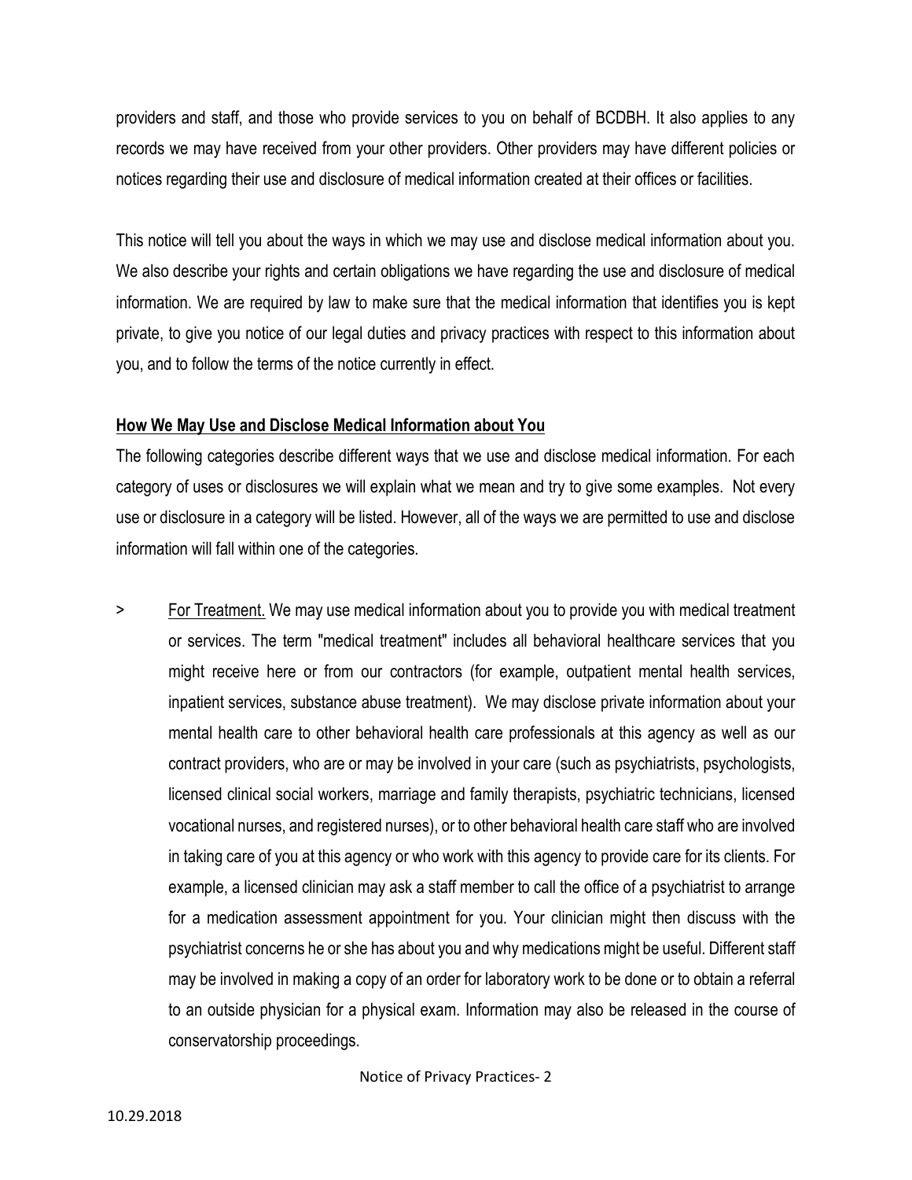providers and staff, and those who provide services to you on behalf of BCDBH. It also applies to any records we may have received from your other providers. Other providers may have different policies or notices regarding their use and disclosure of medical information created at their offices or facilities.

This notice will tell you about the ways in which we may use and disclose medical information about you. We also describe your rights and certain obligations we have regarding the use and disclosure of medical information. We are required by law to make sure that the medical information that identifies you is kept private, to give you notice of our legal duties and privacy practices with respect to this information about you, and to follow the terms of the notice currently in effect.

**How We May Use and Disclose Medical Information about You**

The following categories describe different ways that we use and disclose medical information. For each category of uses or disclosures we will explain what we mean and try to give some examples. Not every use or disclosure in a category will be listed. However, all of the ways we are permitted to use and disclose information will fall within one of the categories.

> For Treatment. We may use medical information about you to provide you with medical treatment or services. The term "medical treatment" includes all behavioral healthcare services that you might receive here or from our contractors (for example, outpatient mental health services, inpatient services, substance abuse treatment). We may disclose private information about your mental health care to other behavioral health care professionals at this agency as well as our contract providers, who are or may be involved in your care (such as psychiatrists, psychologists, licensed clinical social workers, marriage and family therapists, psychiatric technicians, licensed vocational nurses, and registered nurses), or to other behavioral health care staff who are involved in taking care of you at this agency or who work with this agency to provide care for its clients. For example, a licensed clinician may ask a staff member to call the office of a psychiatrist to arrange for a medication assessment appointment for you. Your clinician might then discuss with the psychiatrist concerns he or she has about you and why medications might be useful. Different staff may be involved in making a copy of an order for laboratory work to be done or to obtain a referral to an outside physician for a physical exam. Information may also be released in the course of conservatorship proceedings.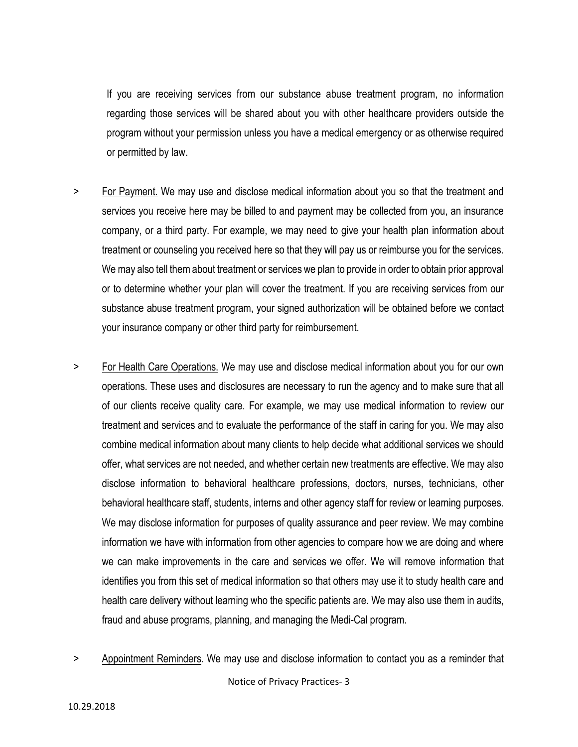If you are receiving services from our substance abuse treatment program, no information regarding those services will be shared about you with other healthcare providers outside the program without your permission unless you have a medical emergency or as otherwise required or permitted by law.

> <u>For Payment.</u> We may use and disclose medical information about you so that the treatment and services you receive here may be billed to and payment may be collected from you, an insurance company, or a third party. For example, we may need to give your health plan information about treatment or counseling you received here so that they will pay us or reimburse you for the services. We may also tell them about treatment or services we plan to provide in order to obtain prior approval or to determine whether your plan will cover the treatment. If you are receiving services from our substance abuse treatment program, your signed authorization will be obtained before we contact your insurance company or other third party for reimbursement.

> <u>For Health Care Operations.</u> We may use and disclose medical information about you for our own operations. These uses and disclosures are necessary to run the agency and to make sure that all of our clients receive quality care. For example, we may use medical information to review our treatment and services and to evaluate the performance of the staff in caring for you. We may also combine medical information about many clients to help decide what additional services we should offer, what services are not needed, and whether certain new treatments are effective. We may also disclose information to behavioral healthcare professions, doctors, nurses, technicians, other behavioral healthcare staff, students, interns and other agency staff for review or learning purposes. We may disclose information for purposes of quality assurance and peer review. We may combine information we have with information from other agencies to compare how we are doing and where we can make improvements in the care and services we offer. We will remove information that identifies you from this set of medical information so that others may use it to study health care and health care delivery without learning who the specific patients are. We may also use them in audits, fraud and abuse programs, planning, and managing the Medi-Cal program.

> <u>Appointment Reminders</u>. We may use and disclose information to contact you as a reminder that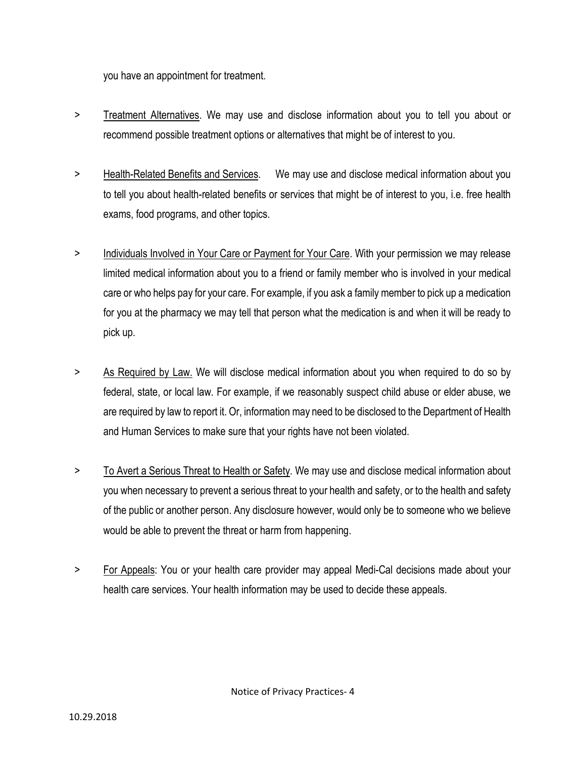you have an appointment for treatment.

> <u>Treatment Alternatives</u>. We may use and disclose information about you to tell you about or recommend possible treatment options or alternatives that might be of interest to you.

> <u>Health-Related Benefits and Services</u>. We may use and disclose medical information about you to tell you about health-related benefits or services that might be of interest to you, i.e. free health exams, food programs, and other topics.

> <u>Individuals Involved in Your Care or Payment for Your Care</u>. With your permission we may release limited medical information about you to a friend or family member who is involved in your medical care or who helps pay for your care. For example, if you ask a family member to pick up a medication for you at the pharmacy we may tell that person what the medication is and when it will be ready to pick up.

> <u>As Required by Law.</u> We will disclose medical information about you when required to do so by federal, state, or local law. For example, if we reasonably suspect child abuse or elder abuse, we are required by law to report it. Or, information may need to be disclosed to the Department of Health and Human Services to make sure that your rights have not been violated.

> <u>To Avert a Serious Threat to Health or Safety</u>. We may use and disclose medical information about you when necessary to prevent a serious threat to your health and safety, or to the health and safety of the public or another person. Any disclosure however, would only be to someone who we believe would be able to prevent the threat or harm from happening.

> <u>For Appeals</u>: You or your health care provider may appeal Medi-Cal decisions made about your health care services. Your health information may be used to decide these appeals.

10.29.2018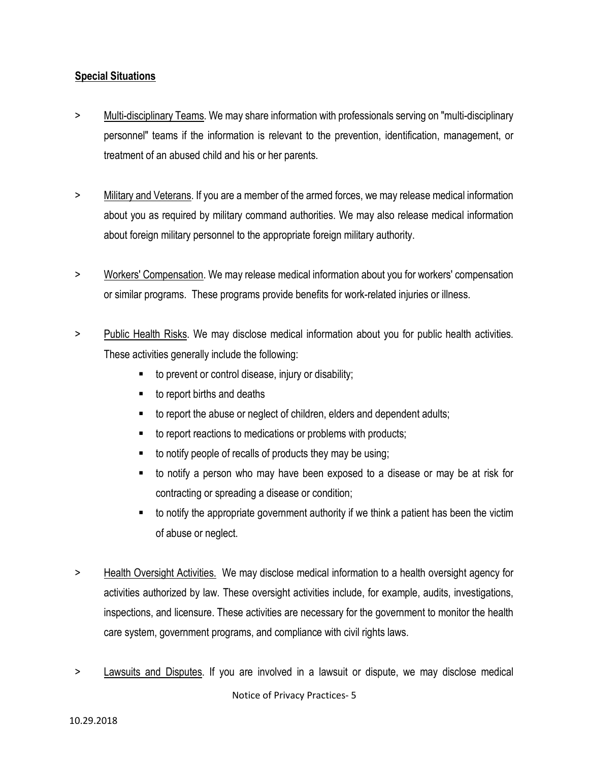**Special Situations**

> Multi-disciplinary Teams. We may share information with professionals serving on "multi-disciplinary personnel" teams if the information is relevant to the prevention, identification, management, or treatment of an abused child and his or her parents.

> Military and Veterans. If you are a member of the armed forces, we may release medical information about you as required by military command authorities. We may also release medical information about foreign military personnel to the appropriate foreign military authority.

> Workers' Compensation. We may release medical information about you for workers' compensation or similar programs. These programs provide benefits for work-related injuries or illness.

> Public Health Risks. We may disclose medical information about you for public health activities. These activities generally include the following:

- to prevent or control disease, injury or disability;
- to report births and deaths
- to report the abuse or neglect of children, elders and dependent adults;
- to report reactions to medications or problems with products;
- to notify people of recalls of products they may be using;
- to notify a person who may have been exposed to a disease or may be at risk for contracting or spreading a disease or condition;
- to notify the appropriate government authority if we think a patient has been the victim of abuse or neglect.

> Health Oversight Activities. We may disclose medical information to a health oversight agency for activities authorized by law. These oversight activities include, for example, audits, investigations, inspections, and licensure. These activities are necessary for the government to monitor the health care system, government programs, and compliance with civil rights laws.

> Lawsuits and Disputes. If you are involved in a lawsuit or dispute, we may disclose medical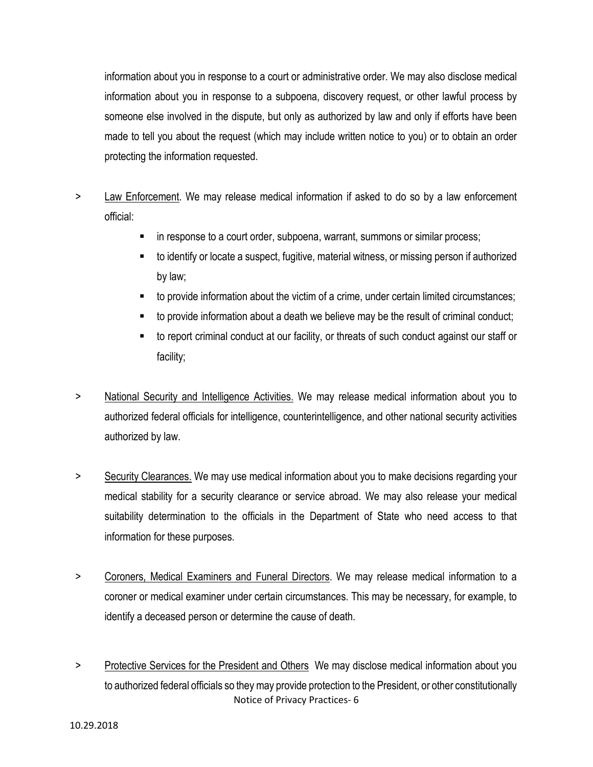information about you in response to a court or administrative order. We may also disclose medical information about you in response to a subpoena, discovery request, or other lawful process by someone else involved in the dispute, but only as authorized by law and only if efforts have been made to tell you about the request (which may include written notice to you) or to obtain an order protecting the information requested.

> Law Enforcement. We may release medical information if asked to do so by a law enforcement official:

- in response to a court order, subpoena, warrant, summons or similar process;
- to identify or locate a suspect, fugitive, material witness, or missing person if authorized by law;
- to provide information about the victim of a crime, under certain limited circumstances;
- to provide information about a death we believe may be the result of criminal conduct;
- to report criminal conduct at our facility, or threats of such conduct against our staff or facility;

> National Security and Intelligence Activities. We may release medical information about you to authorized federal officials for intelligence, counterintelligence, and other national security activities authorized by law.

> Security Clearances. We may use medical information about you to make decisions regarding your medical stability for a security clearance or service abroad. We may also release your medical suitability determination to the officials in the Department of State who need access to that information for these purposes.

> Coroners, Medical Examiners and Funeral Directors. We may release medical information to a coroner or medical examiner under certain circumstances. This may be necessary, for example, to identify a deceased person or determine the cause of death.

> Protective Services for the President and Others We may disclose medical information about you to authorized federal officials so they may provide protection to the President, or other constitutionally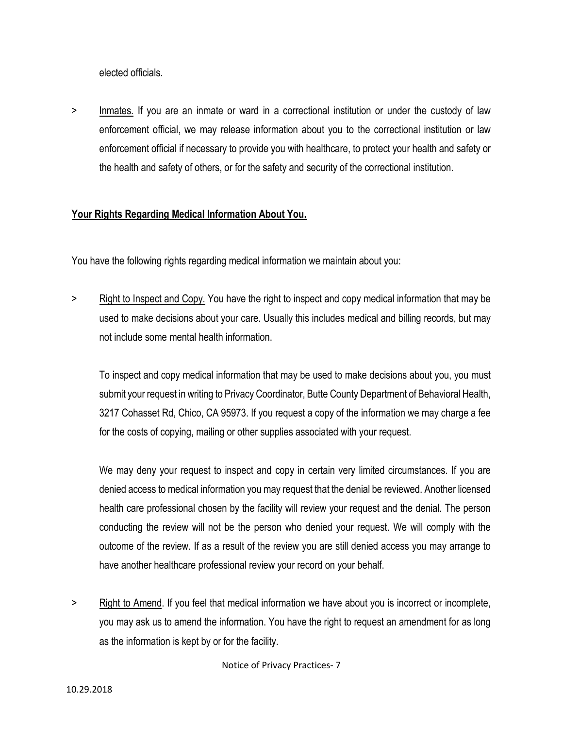elected officials.

> Inmates. If you are an inmate or ward in a correctional institution or under the custody of law enforcement official, we may release information about you to the correctional institution or law enforcement official if necessary to provide you with healthcare, to protect your health and safety or the health and safety of others, or for the safety and security of the correctional institution.

**Your Rights Regarding Medical Information About You.**

You have the following rights regarding medical information we maintain about you:

> Right to Inspect and Copy. You have the right to inspect and copy medical information that may be used to make decisions about your care. Usually this includes medical and billing records, but may not include some mental health information.

To inspect and copy medical information that may be used to make decisions about you, you must submit your request in writing to Privacy Coordinator, Butte County Department of Behavioral Health, 3217 Cohasset Rd, Chico, CA 95973. If you request a copy of the information we may charge a fee for the costs of copying, mailing or other supplies associated with your request.

We may deny your request to inspect and copy in certain very limited circumstances. If you are denied access to medical information you may request that the denial be reviewed. Another licensed health care professional chosen by the facility will review your request and the denial. The person conducting the review will not be the person who denied your request. We will comply with the outcome of the review. If as a result of the review you are still denied access you may arrange to have another healthcare professional review your record on your behalf.

> Right to Amend. If you feel that medical information we have about you is incorrect or incomplete, you may ask us to amend the information. You have the right to request an amendment for as long as the information is kept by or for the facility.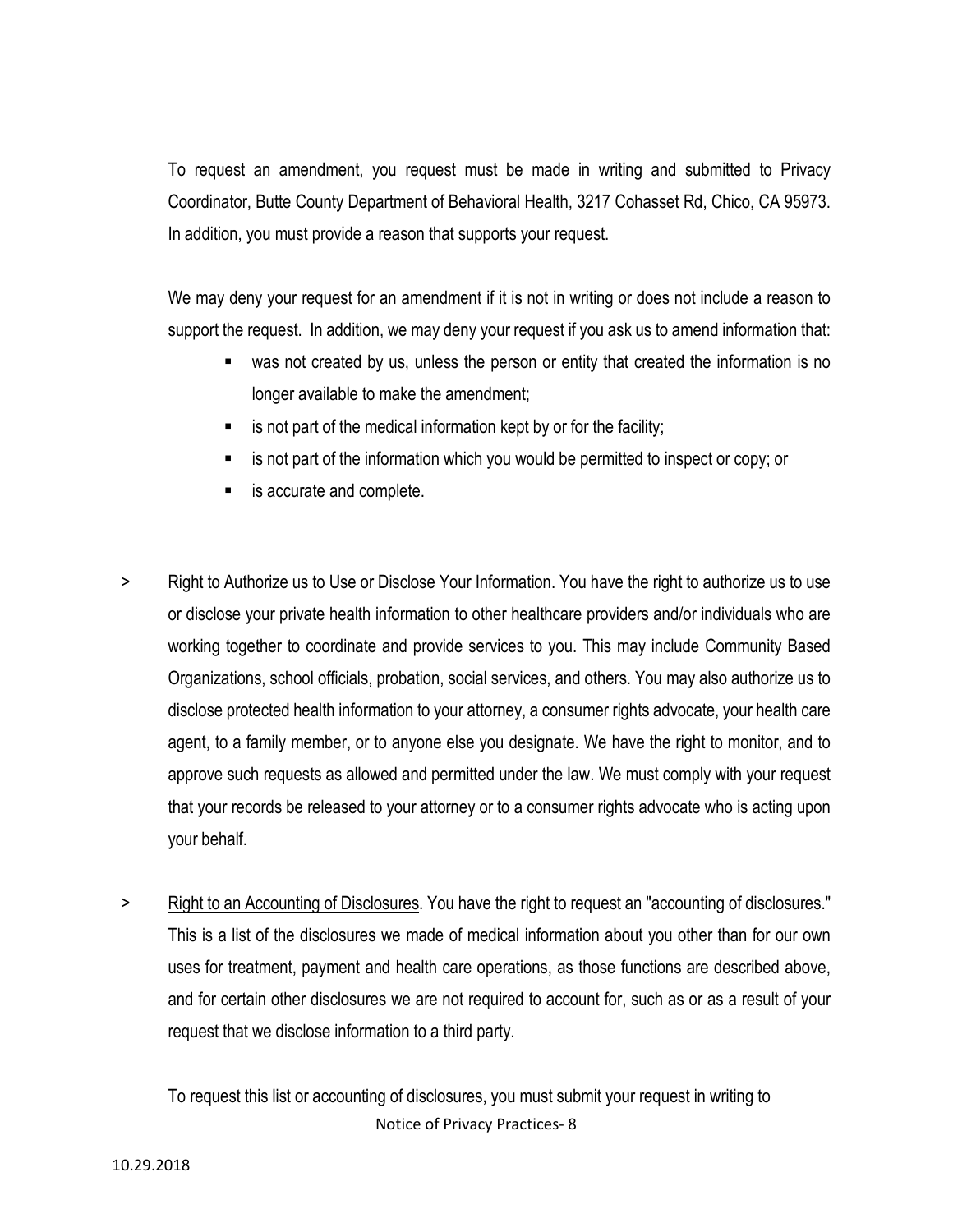To request an amendment, you request must be made in writing and submitted to Privacy Coordinator, Butte County Department of Behavioral Health, 3217 Cohasset Rd, Chico, CA 95973. In addition, you must provide a reason that supports your request.

We may deny your request for an amendment if it is not in writing or does not include a reason to support the request. In addition, we may deny your request if you ask us to amend information that:

- was not created by us, unless the person or entity that created the information is no longer available to make the amendment;
- is not part of the medical information kept by or for the facility;
- is not part of the information which you would be permitted to inspect or copy; or
- is accurate and complete.

> Right to Authorize us to Use or Disclose Your Information. You have the right to authorize us to use or disclose your private health information to other healthcare providers and/or individuals who are working together to coordinate and provide services to you. This may include Community Based Organizations, school officials, probation, social services, and others. You may also authorize us to disclose protected health information to your attorney, a consumer rights advocate, your health care agent, to a family member, or to anyone else you designate. We have the right to monitor, and to approve such requests as allowed and permitted under the law. We must comply with your request that your records be released to your attorney or to a consumer rights advocate who is acting upon your behalf.

> Right to an Accounting of Disclosures. You have the right to request an "accounting of disclosures." This is a list of the disclosures we made of medical information about you other than for our own uses for treatment, payment and health care operations, as those functions are described above, and for certain other disclosures we are not required to account for, such as or as a result of your request that we disclose information to a third party.

To request this list or accounting of disclosures, you must submit your request in writing to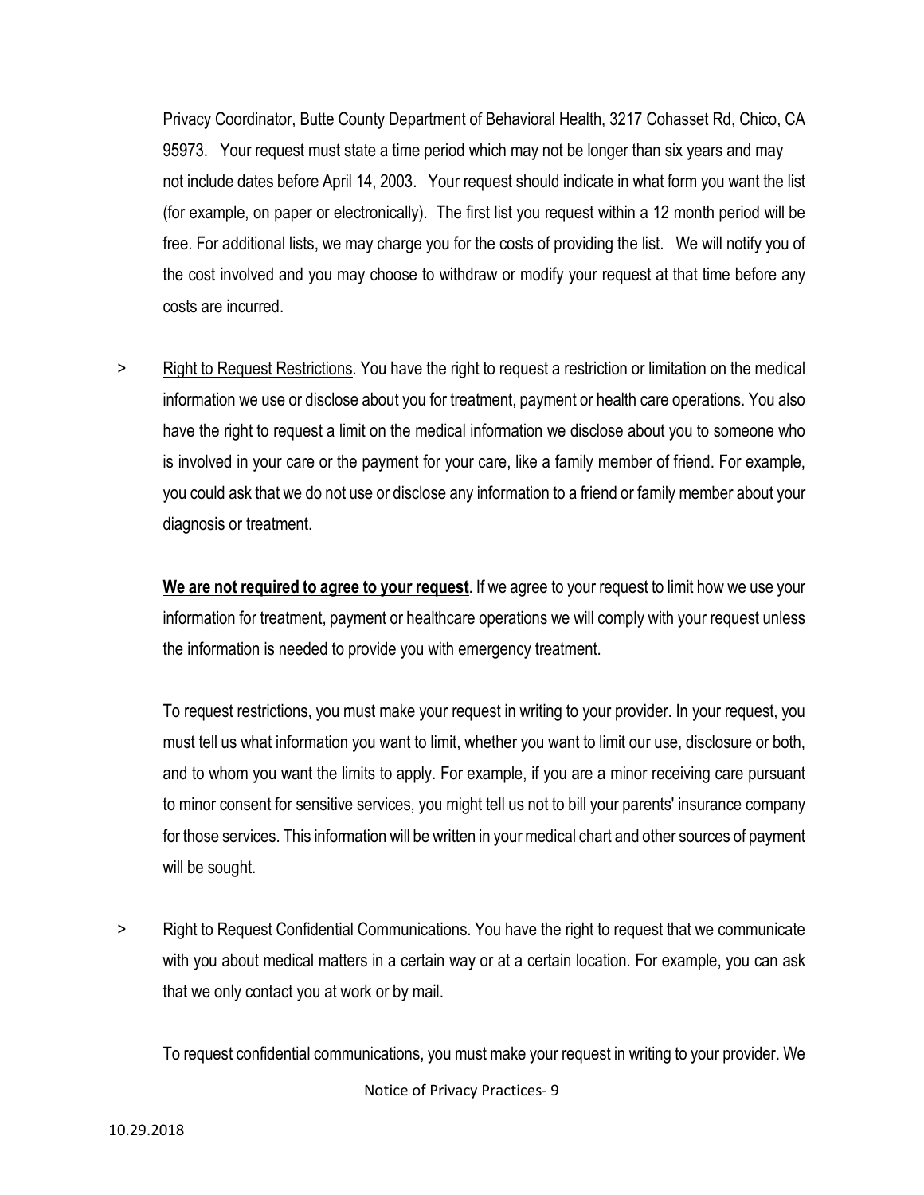Privacy Coordinator, Butte County Department of Behavioral Health, 3217 Cohasset Rd, Chico, CA 95973. Your request must state a time period which may not be longer than six years and may not include dates before April 14, 2003. Your request should indicate in what form you want the list (for example, on paper or electronically). The first list you request within a 12 month period will be free. For additional lists, we may charge you for the costs of providing the list. We will notify you of the cost involved and you may choose to withdraw or modify your request at that time before any costs are incurred.

> Right to Request Restrictions. You have the right to request a restriction or limitation on the medical information we use or disclose about you for treatment, payment or health care operations. You also have the right to request a limit on the medical information we disclose about you to someone who is involved in your care or the payment for your care, like a family member of friend. For example, you could ask that we do not use or disclose any information to a friend or family member about your diagnosis or treatment.
>
> **We are not required to agree to your request**. If we agree to your request to limit how we use your information for treatment, payment or healthcare operations we will comply with your request unless the information is needed to provide you with emergency treatment.
>
> To request restrictions, you must make your request in writing to your provider. In your request, you must tell us what information you want to limit, whether you want to limit our use, disclosure or both, and to whom you want the limits to apply. For example, if you are a minor receiving care pursuant to minor consent for sensitive services, you might tell us not to bill your parents' insurance company for those services. This information will be written in your medical chart and other sources of payment will be sought.

> Right to Request Confidential Communications. You have the right to request that we communicate with you about medical matters in a certain way or at a certain location. For example, you can ask that we only contact you at work or by mail.
>
> To request confidential communications, you must make your request in writing to your provider. We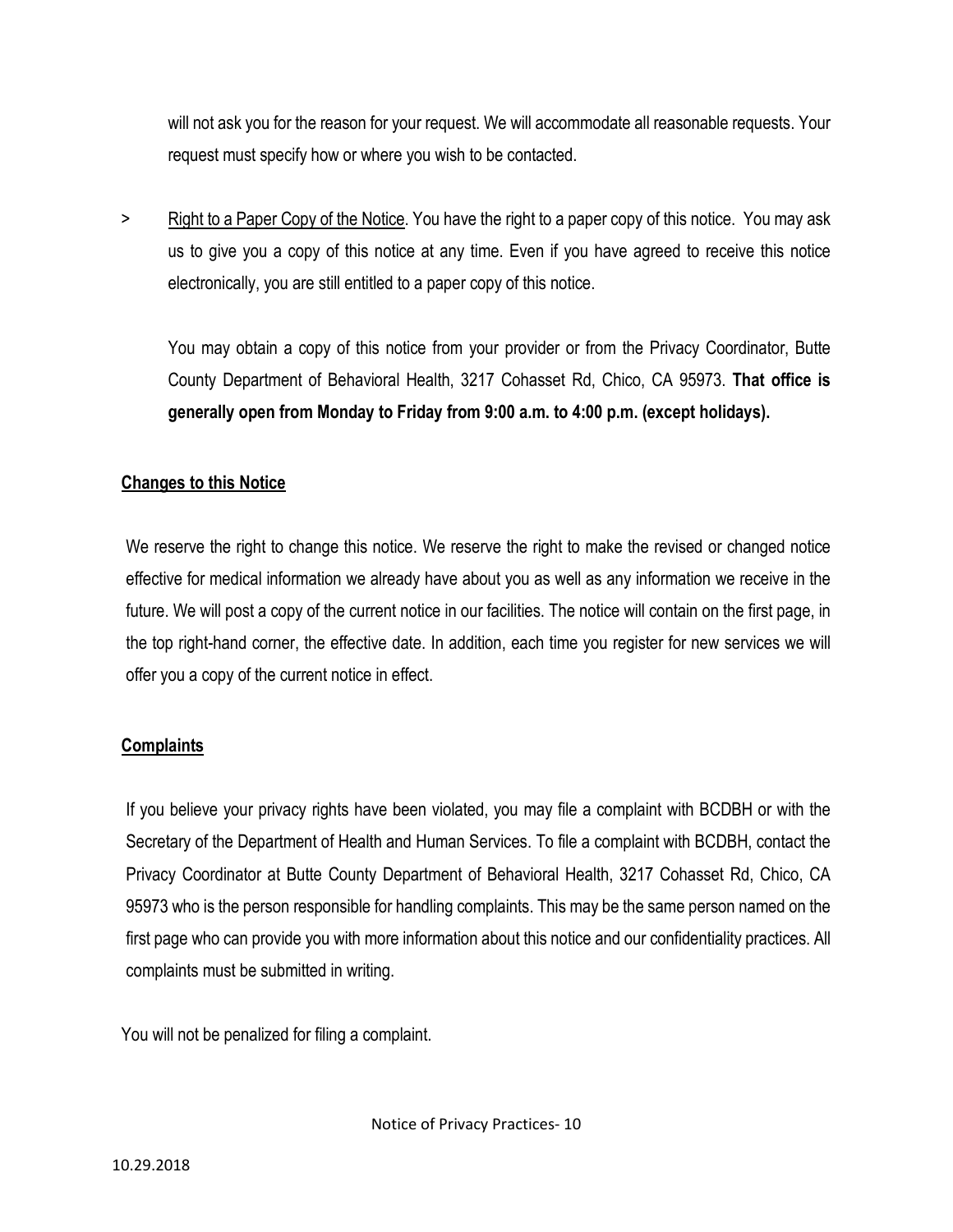will not ask you for the reason for your request. We will accommodate all reasonable requests. Your request must specify how or where you wish to be contacted.

> Right to a Paper Copy of the Notice. You have the right to a paper copy of this notice. You may ask us to give you a copy of this notice at any time. Even if you have agreed to receive this notice electronically, you are still entitled to a paper copy of this notice.

You may obtain a copy of this notice from your provider or from the Privacy Coordinator, Butte County Department of Behavioral Health, 3217 Cohasset Rd, Chico, CA 95973. **That office is generally open from Monday to Friday from 9:00 a.m. to 4:00 p.m. (except holidays).**

**Changes to this Notice**

We reserve the right to change this notice. We reserve the right to make the revised or changed notice effective for medical information we already have about you as well as any information we receive in the future. We will post a copy of the current notice in our facilities. The notice will contain on the first page, in the top right-hand corner, the effective date. In addition, each time you register for new services we will offer you a copy of the current notice in effect.

**Complaints**

If you believe your privacy rights have been violated, you may file a complaint with BCDBH or with the Secretary of the Department of Health and Human Services. To file a complaint with BCDBH, contact the Privacy Coordinator at Butte County Department of Behavioral Health, 3217 Cohasset Rd, Chico, CA 95973 who is the person responsible for handling complaints. This may be the same person named on the first page who can provide you with more information about this notice and our confidentiality practices. All complaints must be submitted in writing.

You will not be penalized for filing a complaint.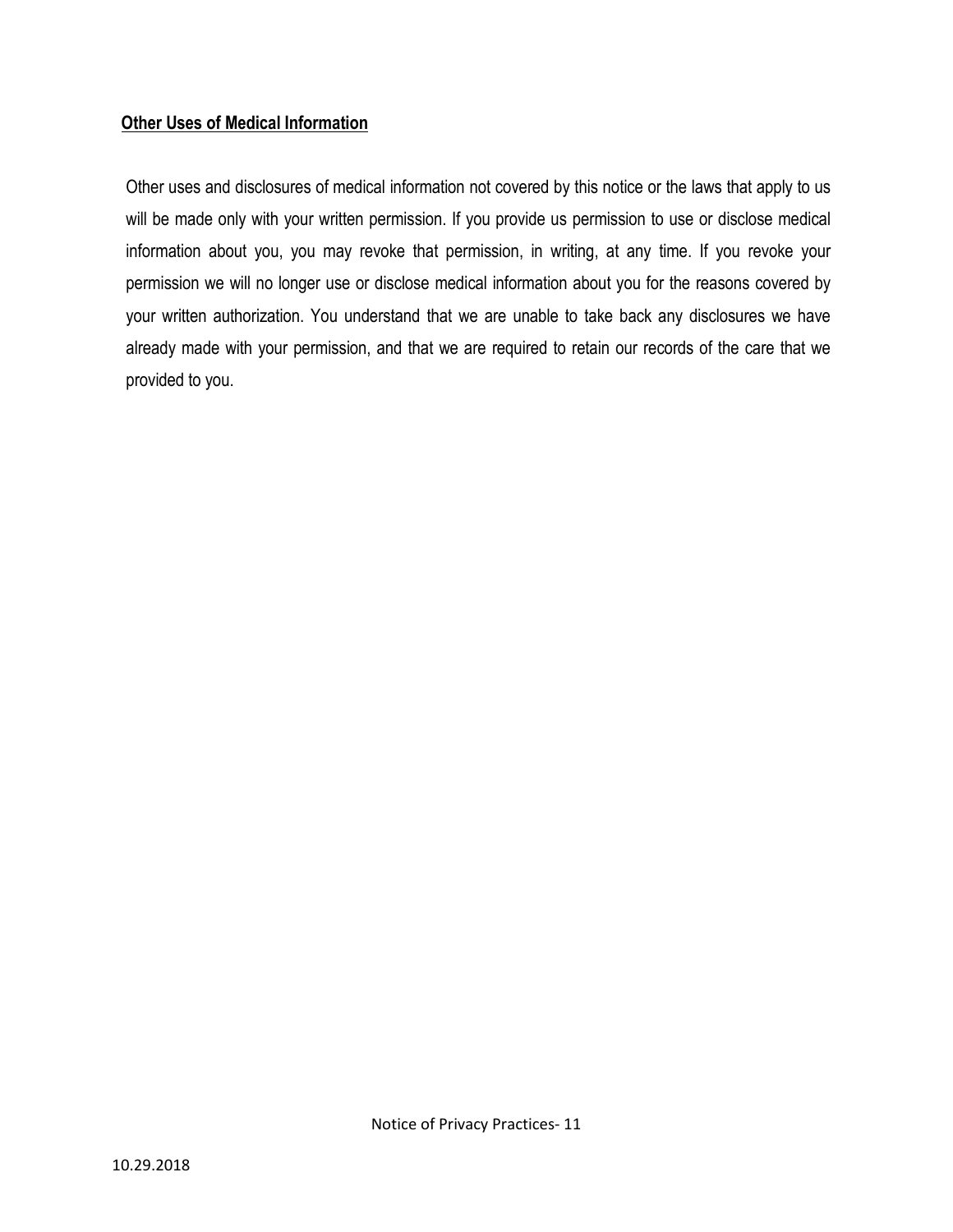## Other Uses of Medical Information

Other uses and disclosures of medical information not covered by this notice or the laws that apply to us will be made only with your written permission. If you provide us permission to use or disclose medical information about you, you may revoke that permission, in writing, at any time. If you revoke your permission we will no longer use or disclose medical information about you for the reasons covered by your written authorization. You understand that we are unable to take back any disclosures we have already made with your permission, and that we are required to retain our records of the care that we provided to you.